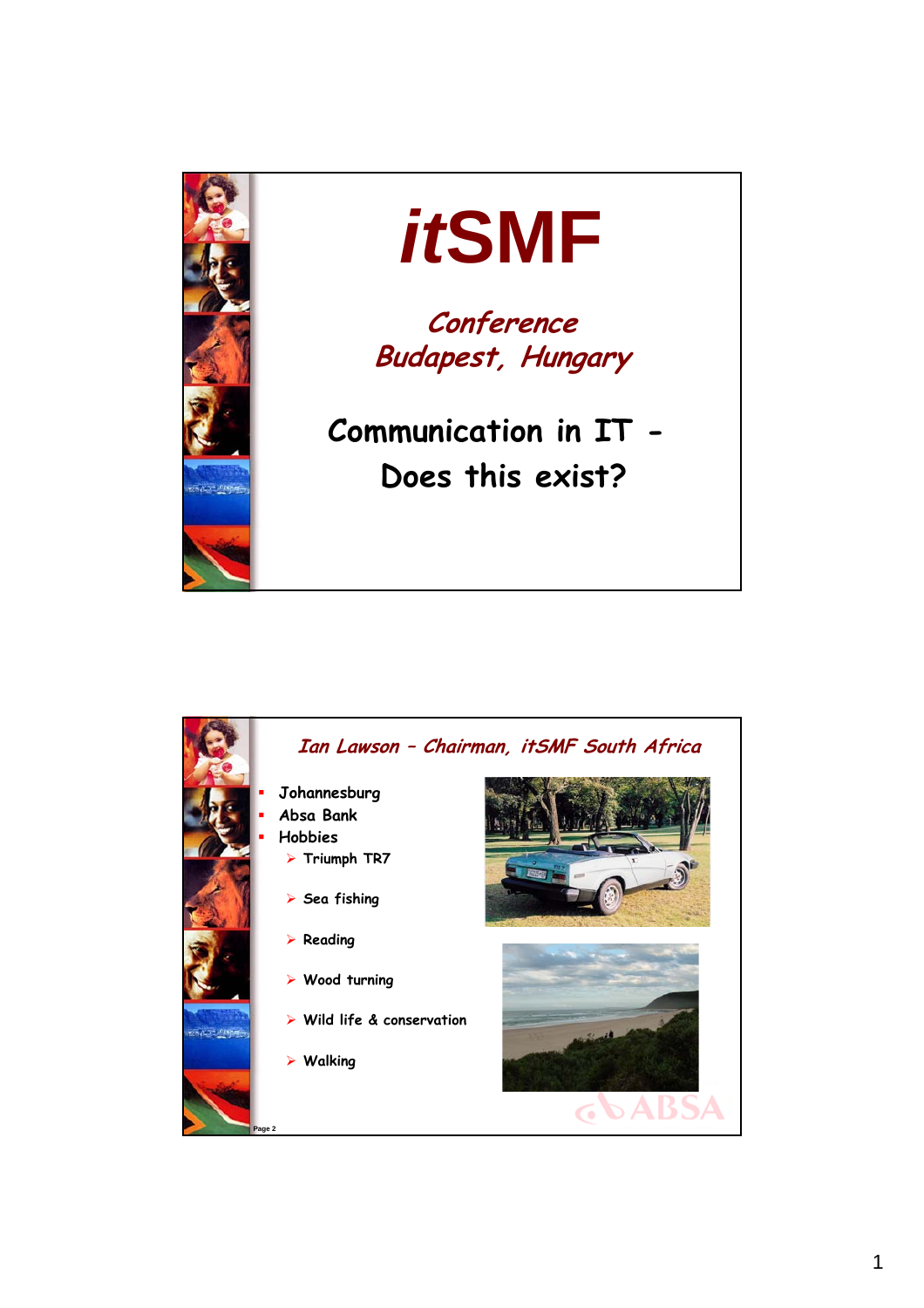# itSMF

## Conference
## Budapest, Hungary

## Communication in IT - Does this exist?

---

### Ian Lawson – Chairman, itSMF South Africa

- Johannesburg
- Absa Bank
- Hobbies
  - Triumph TR7
  - Sea fishing
  - Reading
  - Wood turning
  - Wild life & conservation
  - Walking

ABSA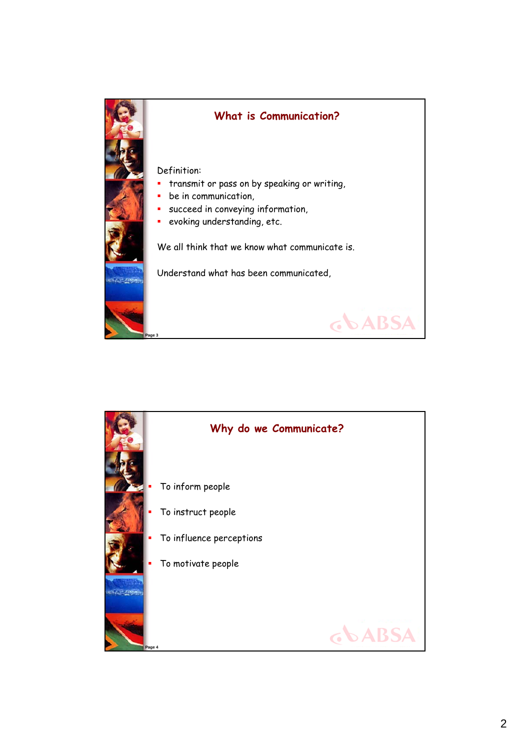## What is Communication?

Definition:

- transmit or pass on by speaking or writing,
- be in communication,
- succeed in conveying information,
- evoking understanding, etc.

We all think that we know what communicate is.

Understand what has been communicated,

## Why do we Communicate?

- To inform people
- To instruct people
- To influence perceptions
- To motivate people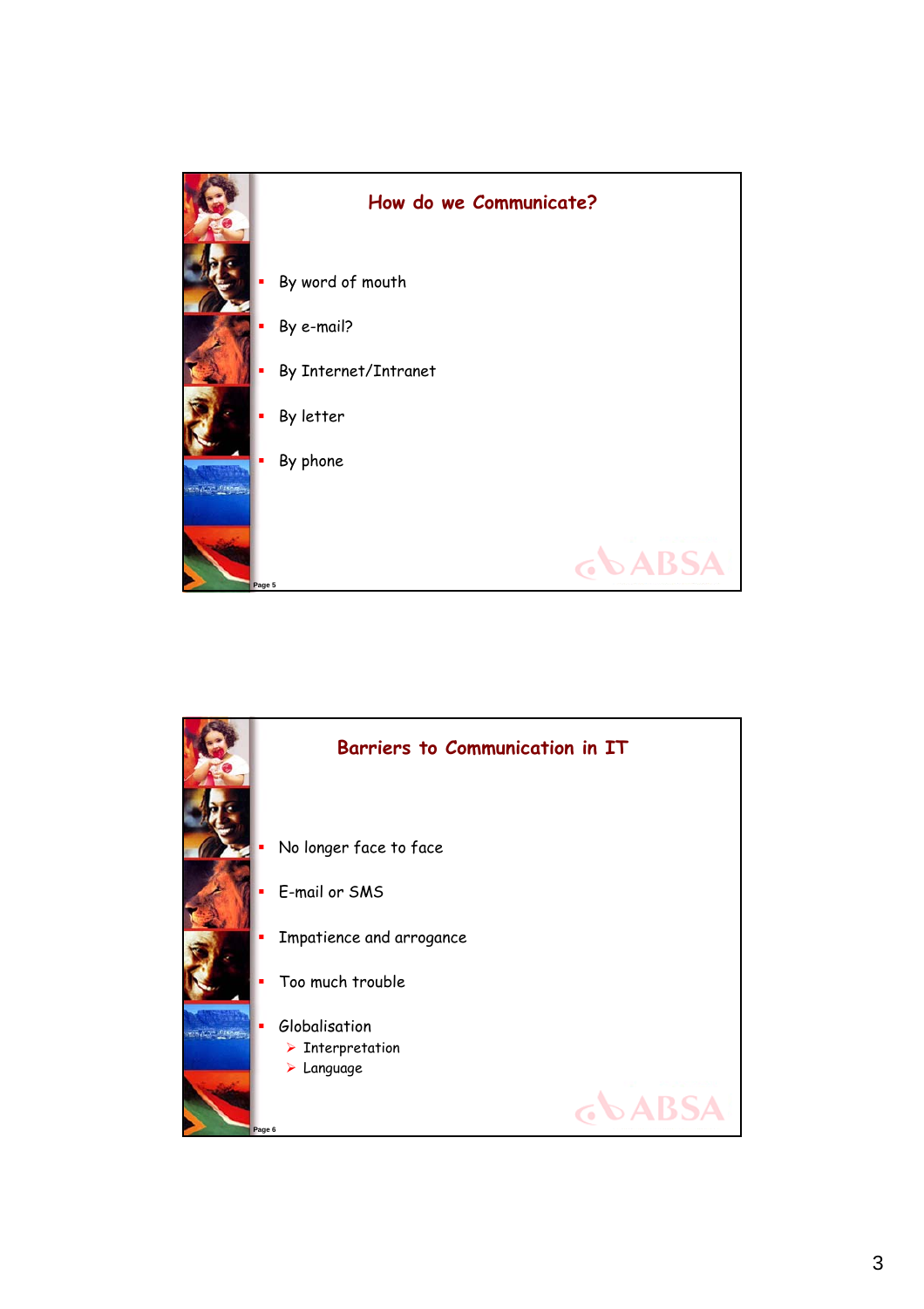## How do we Communicate?

- By word of mouth
- By e-mail?
- By Internet/Intranet
- By letter
- By phone

## Barriers to Communication in IT

- No longer face to face
- E-mail or SMS
- Impatience and arrogance
- Too much trouble
- Globalisation
  - Interpretation
  - Language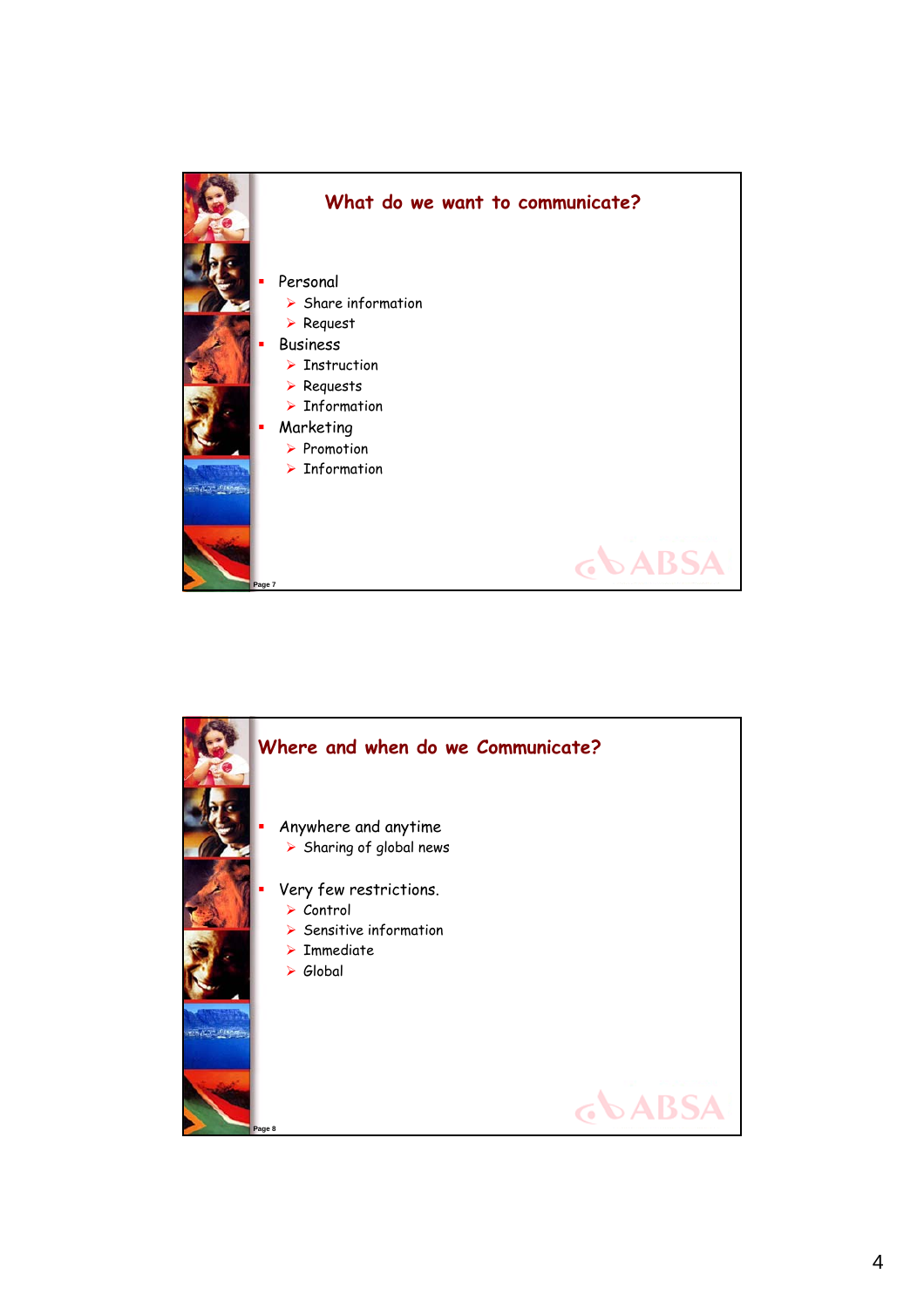## What do we want to communicate?

- Personal
  - Share information
  - Request
- Business
  - Instruction
  - Requests
  - Information
- Marketing
  - Promotion
  - Information

## Where and when do we Communicate?

- Anywhere and anytime
  - Sharing of global news
- Very few restrictions.
  - Control
  - Sensitive information
  - Immediate
  - Global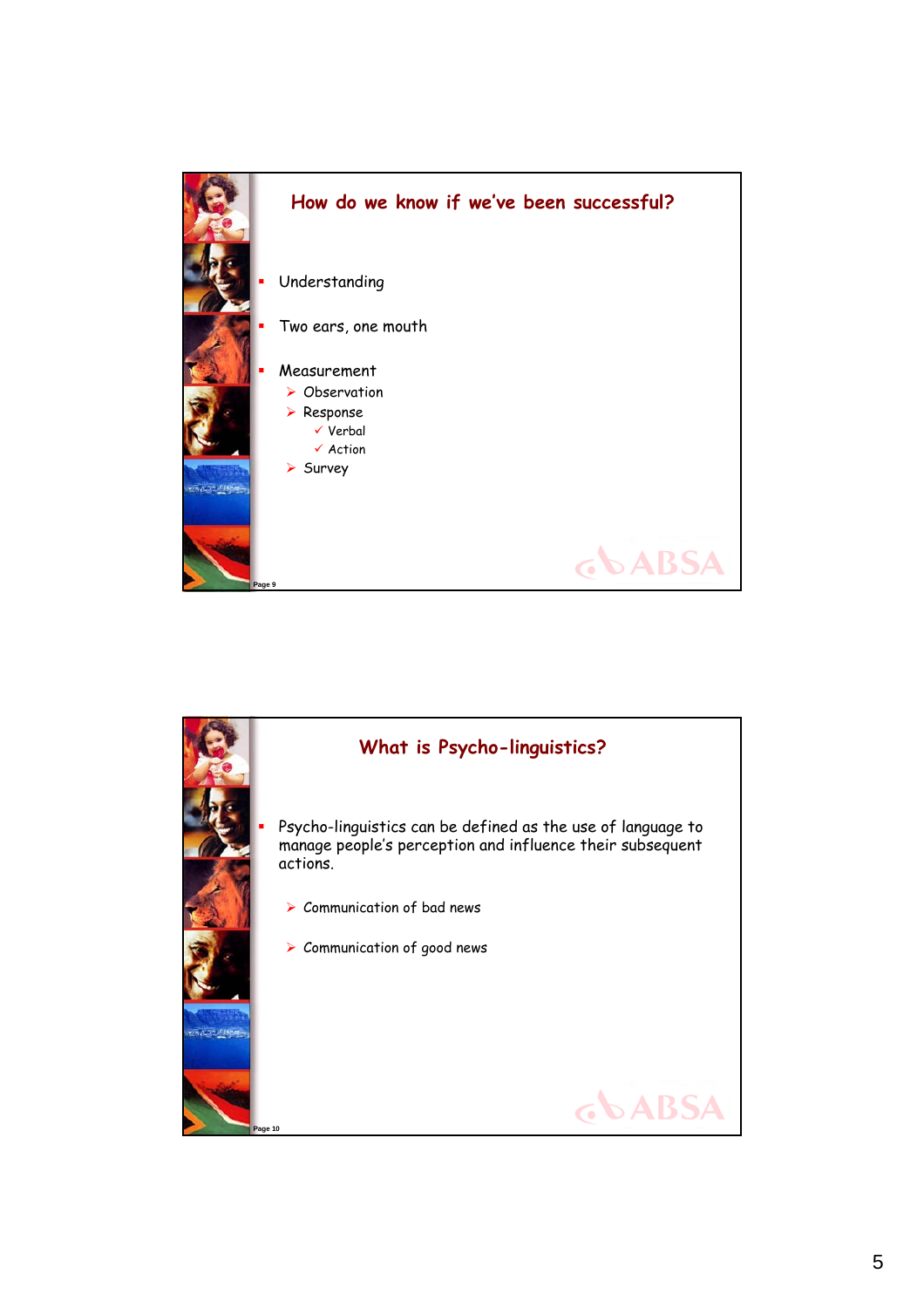## How do we know if we've been successful?

- Understanding
- Two ears, one mouth
- Measurement
  - Observation
  - Response
    - Verbal
    - Action
  - Survey

## What is Psycho-linguistics?

- Psycho-linguistics can be defined as the use of language to manage people's perception and influence their subsequent actions.
  - Communication of bad news
  - Communication of good news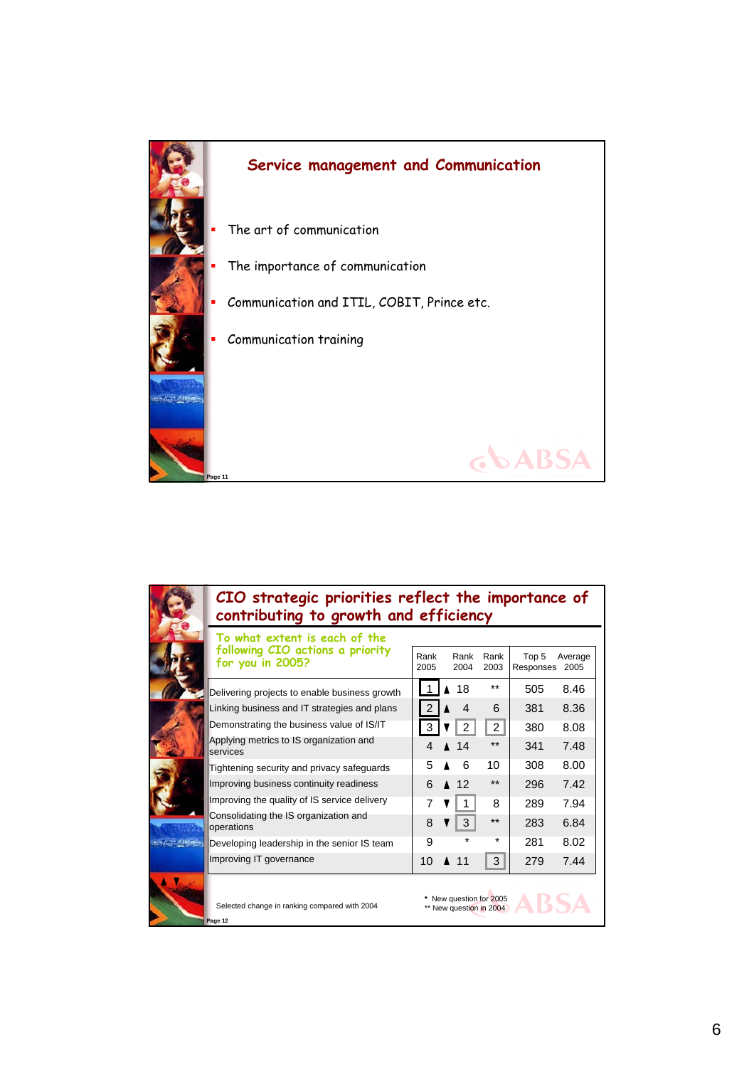## Service management and Communication

- The art of communication
- The importance of communication
- Communication and ITIL, COBIT, Prince etc.
- Communication training

## CIO strategic priorities reflect the importance of contributing to growth and efficiency

**To what extent is each of the following CIO actions a priority for you in 2005?**

| | Rank 2005 | | Rank 2004 | Rank 2003 | Top 5 Responses | Average 2005 |
|---|---|---|---|---|---|---|
| Delivering projects to enable business growth | 1 | ▲ | 18 | ** | 505 | 8.46 |
| Linking business and IT strategies and plans | 2 | ▲ | 4 | 6 | 381 | 8.36 |
| Demonstrating the business value of IS/IT | 3 | ▼ | 2 | 2 | 380 | 8.08 |
| Applying metrics to IS organization and services | 4 | ▲ | 14 | ** | 341 | 7.48 |
| Tightening security and privacy safeguards | 5 | ▲ | 6 | 10 | 308 | 8.00 |
| Improving business continuity readiness | 6 | ▲ | 12 | ** | 296 | 7.42 |
| Improving the quality of IS service delivery | 7 | ▼ | 1 | 8 | 289 | 7.94 |
| Consolidating the IS organization and operations | 8 | ▼ | 3 | ** | 283 | 6.84 |
| Developing leadership in the senior IS team | 9 | | * | * | 281 | 8.02 |
| Improving IT governance | 10 | ▲ | 11 | 3 | 279 | 7.44 |

▲ ▼ Selected change in ranking compared with 2004

\* New question for 2005
\*\* New question in 2004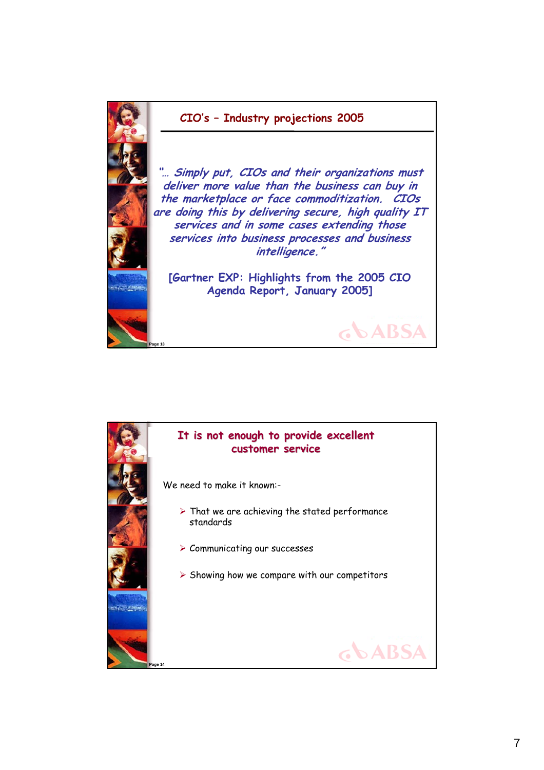## CIO's – Industry projections 2005

*"… Simply put, CIOs and their organizations must deliver more value than the business can buy in the marketplace or face commoditization. CIOs are doing this by delivering secure, high quality IT services and in some cases extending those services into business processes and business intelligence."*

[Gartner EXP: Highlights from the 2005 CIO Agenda Report, January 2005]

ABSA

Page 13

## It is not enough to provide excellent customer service

We need to make it known:-

- That we are achieving the stated performance standards
- Communicating our successes
- Showing how we compare with our competitors

ABSA

Page 14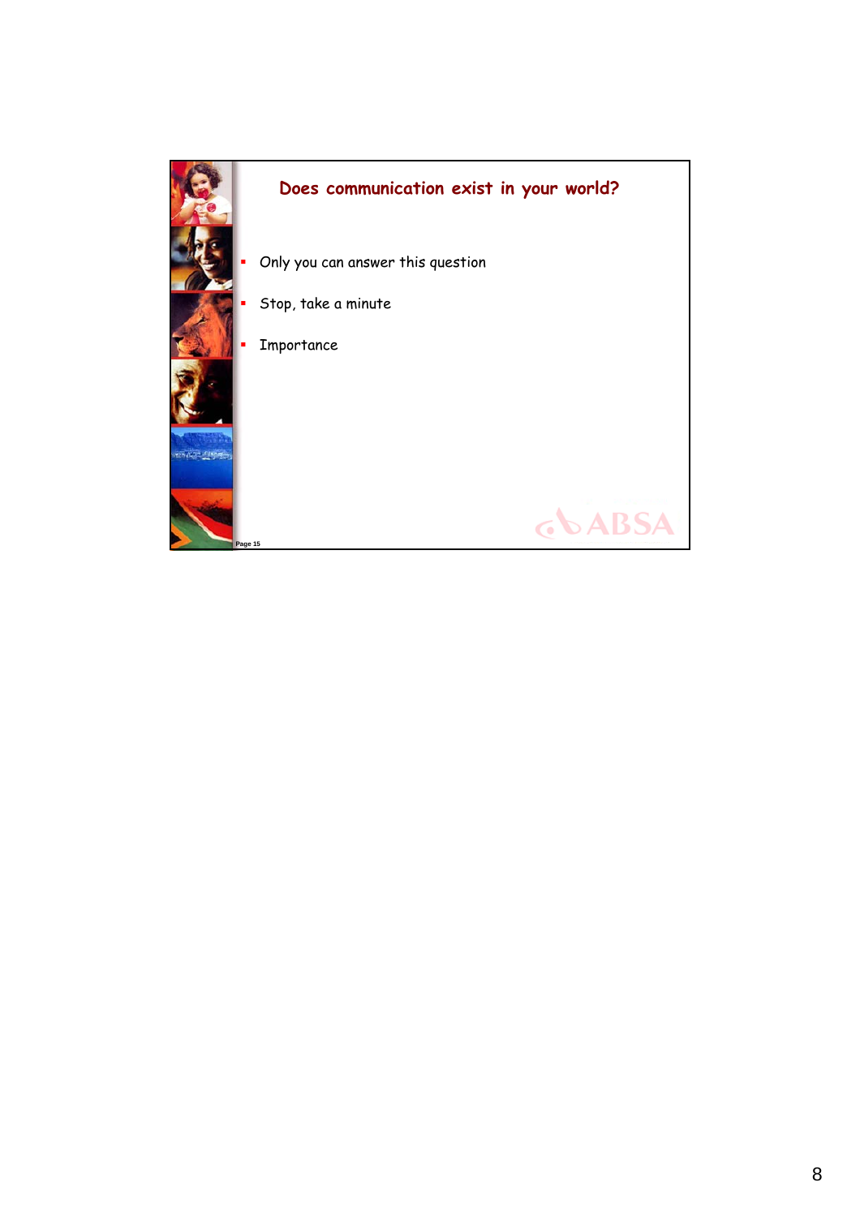## Does communication exist in your world?

- Only you can answer this question
- Stop, take a minute
- Importance